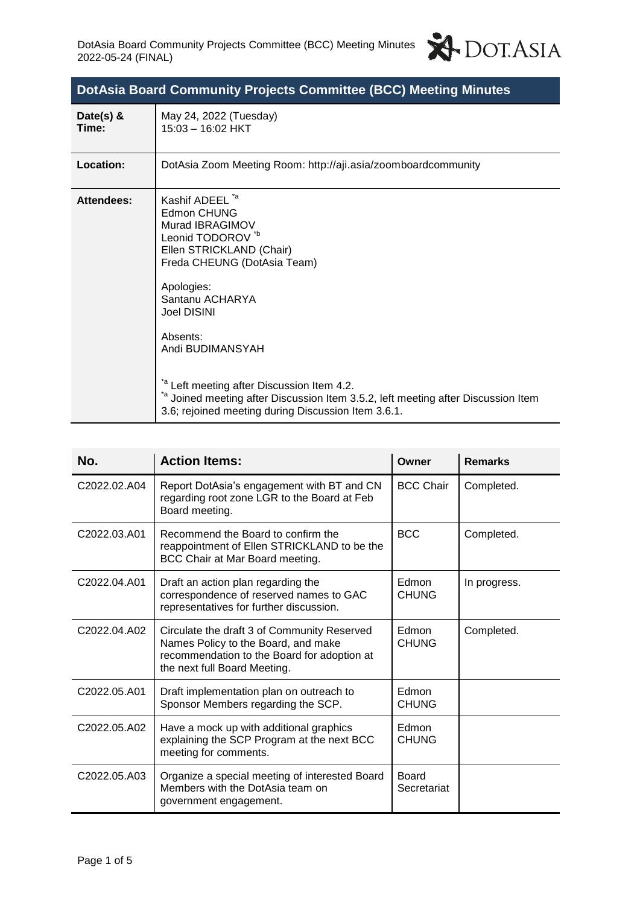# DotAsia Board Community Projects Committee (BCC) Meeting Minutes

| | |
|---|---|
| **Date(s) & Time:** | May 24, 2022 (Tuesday)<br>15:03 – 16:02 HKT |
| **Location:** | DotAsia Zoom Meeting Room: http://aji.asia/zoomboardcommunity |
| **Attendees:** | Kashif ADEEL [*a]<br>Edmon CHUNG<br>Murad IBRAGIMOV<br>Leonid TODOROV [*b]<br>Ellen STRICKLAND (Chair)<br>Freda CHEUNG (DotAsia Team)<br><br>Apologies:<br>Santanu ACHARYA<br>Joel DISINI<br><br>Absents:<br>Andi BUDIMANSYAH<br><br>[*a] Left meeting after Discussion Item 4.2.<br>[*a] Joined meeting after Discussion Item 3.5.2, left meeting after Discussion Item 3.6; rejoined meeting during Discussion Item 3.6.1. |

| No. | Action Items: | Owner | Remarks |
|---|---|---|---|
| C2022.02.A04 | Report DotAsia's engagement with BT and CN regarding root zone LGR to the Board at Feb Board meeting. | BCC Chair | Completed. |
| C2022.03.A01 | Recommend the Board to confirm the reappointment of Ellen STRICKLAND to be the BCC Chair at Mar Board meeting. | BCC | Completed. |
| C2022.04.A01 | Draft an action plan regarding the correspondence of reserved names to GAC representatives for further discussion. | Edmon CHUNG | In progress. |
| C2022.04.A02 | Circulate the draft 3 of Community Reserved Names Policy to the Board, and make recommendation to the Board for adoption at the next full Board Meeting. | Edmon CHUNG | Completed. |
| C2022.05.A01 | Draft implementation plan on outreach to Sponsor Members regarding the SCP. | Edmon CHUNG | |
| C2022.05.A02 | Have a mock up with additional graphics explaining the SCP Program at the next BCC meeting for comments. | Edmon CHUNG | |
| C2022.05.A03 | Organize a special meeting of interested Board Members with the DotAsia team on government engagement. | Board Secretariat | |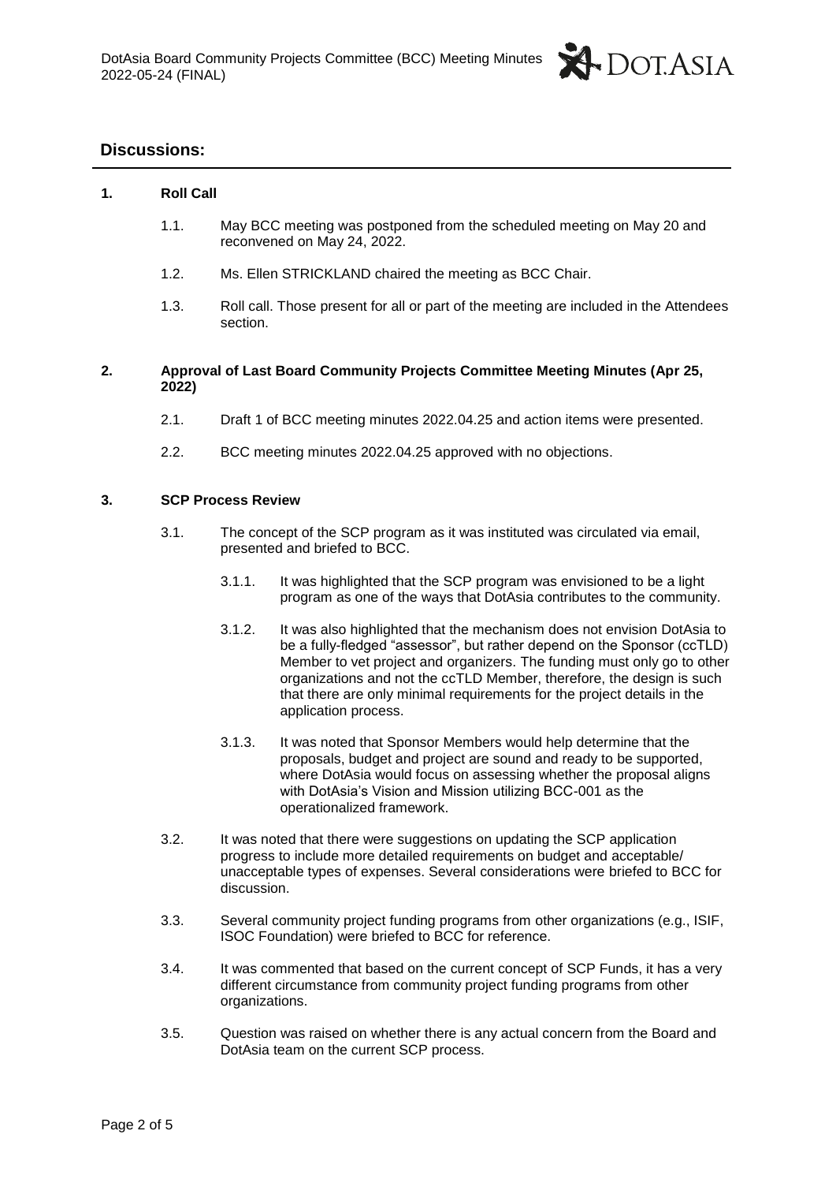## Discussions:

### 1. Roll Call

1.1. May BCC meeting was postponed from the scheduled meeting on May 20 and reconvened on May 24, 2022.

1.2. Ms. Ellen STRICKLAND chaired the meeting as BCC Chair.

1.3. Roll call. Those present for all or part of the meeting are included in the Attendees section.

### 2. Approval of Last Board Community Projects Committee Meeting Minutes (Apr 25, 2022)

2.1. Draft 1 of BCC meeting minutes 2022.04.25 and action items were presented.

2.2. BCC meeting minutes 2022.04.25 approved with no objections.

### 3. SCP Process Review

3.1. The concept of the SCP program as it was instituted was circulated via email, presented and briefed to BCC.

3.1.1. It was highlighted that the SCP program was envisioned to be a light program as one of the ways that DotAsia contributes to the community.

3.1.2. It was also highlighted that the mechanism does not envision DotAsia to be a fully-fledged "assessor", but rather depend on the Sponsor (ccTLD) Member to vet project and organizers. The funding must only go to other organizations and not the ccTLD Member, therefore, the design is such that there are only minimal requirements for the project details in the application process.

3.1.3. It was noted that Sponsor Members would help determine that the proposals, budget and project are sound and ready to be supported, where DotAsia would focus on assessing whether the proposal aligns with DotAsia's Vision and Mission utilizing BCC-001 as the operationalized framework.

3.2. It was noted that there were suggestions on updating the SCP application progress to include more detailed requirements on budget and acceptable/ unacceptable types of expenses. Several considerations were briefed to BCC for discussion.

3.3. Several community project funding programs from other organizations (e.g., ISIF, ISOC Foundation) were briefed to BCC for reference.

3.4. It was commented that based on the current concept of SCP Funds, it has a very different circumstance from community project funding programs from other organizations.

3.5. Question was raised on whether there is any actual concern from the Board and DotAsia team on the current SCP process.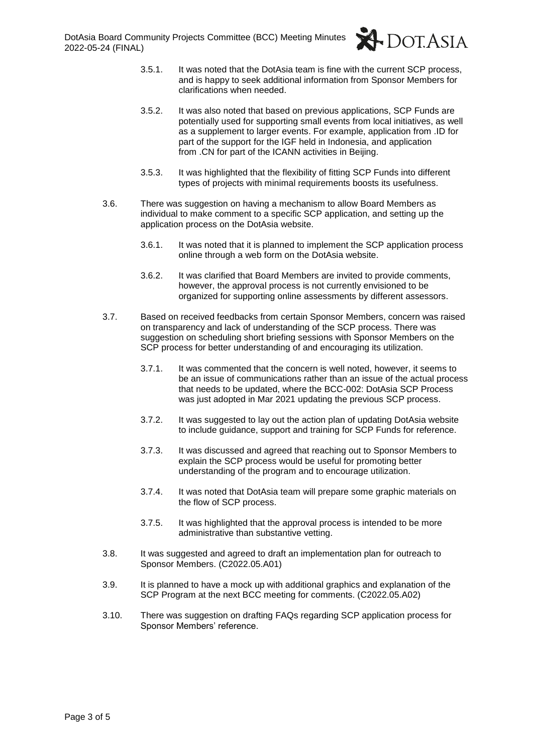- 3.5.1. It was noted that the DotAsia team is fine with the current SCP process, and is happy to seek additional information from Sponsor Members for clarifications when needed.

- 3.5.2. It was also noted that based on previous applications, SCP Funds are potentially used for supporting small events from local initiatives, as well as a supplement to larger events. For example, application from .ID for part of the support for the IGF held in Indonesia, and application from .CN for part of the ICANN activities in Beijing.

- 3.5.3. It was highlighted that the flexibility of fitting SCP Funds into different types of projects with minimal requirements boosts its usefulness.

3.6. There was suggestion on having a mechanism to allow Board Members as individual to make comment to a specific SCP application, and setting up the application process on the DotAsia website.

- 3.6.1. It was noted that it is planned to implement the SCP application process online through a web form on the DotAsia website.

- 3.6.2. It was clarified that Board Members are invited to provide comments, however, the approval process is not currently envisioned to be organized for supporting online assessments by different assessors.

3.7. Based on received feedbacks from certain Sponsor Members, concern was raised on transparency and lack of understanding of the SCP process. There was suggestion on scheduling short briefing sessions with Sponsor Members on the SCP process for better understanding of and encouraging its utilization.

- 3.7.1. It was commented that the concern is well noted, however, it seems to be an issue of communications rather than an issue of the actual process that needs to be updated, where the BCC-002: DotAsia SCP Process was just adopted in Mar 2021 updating the previous SCP process.

- 3.7.2. It was suggested to lay out the action plan of updating DotAsia website to include guidance, support and training for SCP Funds for reference.

- 3.7.3. It was discussed and agreed that reaching out to Sponsor Members to explain the SCP process would be useful for promoting better understanding of the program and to encourage utilization.

- 3.7.4. It was noted that DotAsia team will prepare some graphic materials on the flow of SCP process.

- 3.7.5. It was highlighted that the approval process is intended to be more administrative than substantive vetting.

3.8. It was suggested and agreed to draft an implementation plan for outreach to Sponsor Members. (C2022.05.A01)

3.9. It is planned to have a mock up with additional graphics and explanation of the SCP Program at the next BCC meeting for comments. (C2022.05.A02)

3.10. There was suggestion on drafting FAQs regarding SCP application process for Sponsor Members' reference.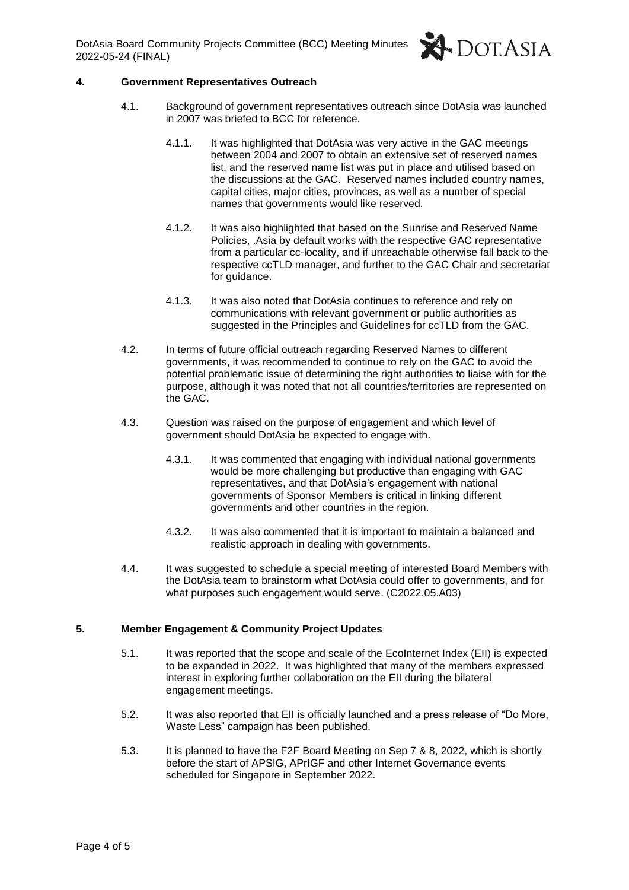## 4. Government Representatives Outreach

4.1. Background of government representatives outreach since DotAsia was launched in 2007 was briefed to BCC for reference.

4.1.1. It was highlighted that DotAsia was very active in the GAC meetings between 2004 and 2007 to obtain an extensive set of reserved names list, and the reserved name list was put in place and utilised based on the discussions at the GAC. Reserved names included country names, capital cities, major cities, provinces, as well as a number of special names that governments would like reserved.

4.1.2. It was also highlighted that based on the Sunrise and Reserved Name Policies, .Asia by default works with the respective GAC representative from a particular cc-locality, and if unreachable otherwise fall back to the respective ccTLD manager, and further to the GAC Chair and secretariat for guidance.

4.1.3. It was also noted that DotAsia continues to reference and rely on communications with relevant government or public authorities as suggested in the Principles and Guidelines for ccTLD from the GAC.

4.2. In terms of future official outreach regarding Reserved Names to different governments, it was recommended to continue to rely on the GAC to avoid the potential problematic issue of determining the right authorities to liaise with for the purpose, although it was noted that not all countries/territories are represented on the GAC.

4.3. Question was raised on the purpose of engagement and which level of government should DotAsia be expected to engage with.

4.3.1. It was commented that engaging with individual national governments would be more challenging but productive than engaging with GAC representatives, and that DotAsia's engagement with national governments of Sponsor Members is critical in linking different governments and other countries in the region.

4.3.2. It was also commented that it is important to maintain a balanced and realistic approach in dealing with governments.

4.4. It was suggested to schedule a special meeting of interested Board Members with the DotAsia team to brainstorm what DotAsia could offer to governments, and for what purposes such engagement would serve. (C2022.05.A03)

## 5. Member Engagement & Community Project Updates

5.1. It was reported that the scope and scale of the EcoInternet Index (EII) is expected to be expanded in 2022. It was highlighted that many of the members expressed interest in exploring further collaboration on the EII during the bilateral engagement meetings.

5.2. It was also reported that EII is officially launched and a press release of "Do More, Waste Less" campaign has been published.

5.3. It is planned to have the F2F Board Meeting on Sep 7 & 8, 2022, which is shortly before the start of APSIG, APrIGF and other Internet Governance events scheduled for Singapore in September 2022.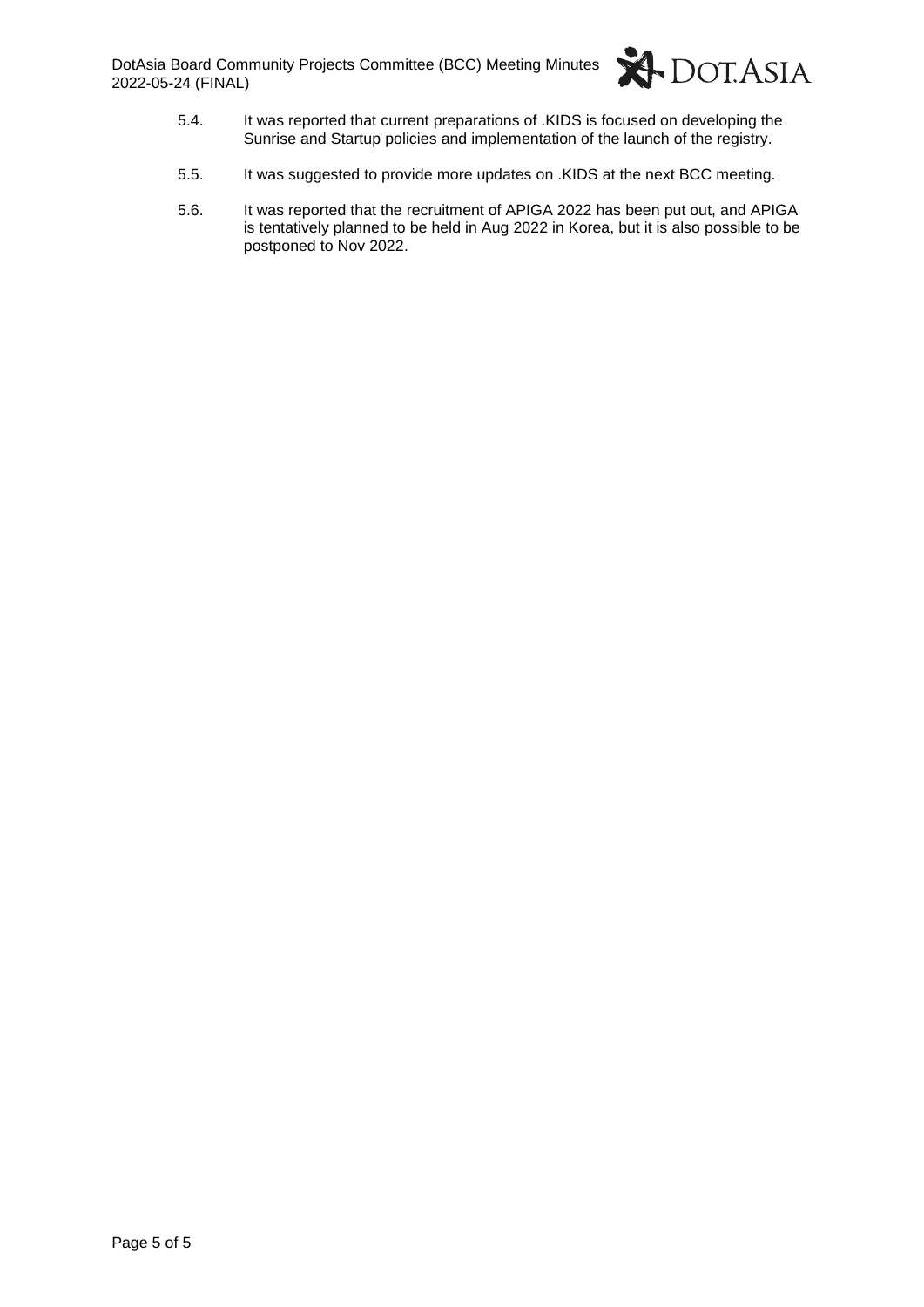5.4. It was reported that current preparations of .KIDS is focused on developing the Sunrise and Startup policies and implementation of the launch of the registry.

5.5. It was suggested to provide more updates on .KIDS at the next BCC meeting.

5.6. It was reported that the recruitment of APIGA 2022 has been put out, and APIGA is tentatively planned to be held in Aug 2022 in Korea, but it is also possible to be postponed to Nov 2022.